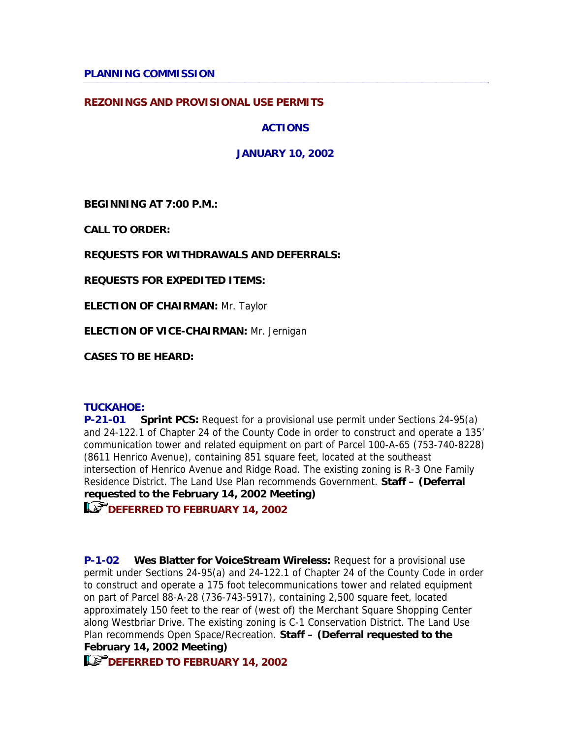**PLANNING COMMISSION**

**REZONINGS AND PROVISIONAL USE PERMITS**

**ACTIONS**

**JANUARY 10, 2002**

**BEGINNING AT 7:00 P.M.:**

**CALL TO ORDER:**

**REQUESTS FOR WITHDRAWALS AND DEFERRALS:**

**REQUESTS FOR EXPEDITED ITEMS:**

**ELECTION OF CHAIRMAN:** Mr. Taylor

**ELECTION OF VICE-CHAIRMAN:** Mr. Jernigan

**CASES TO BE HEARD:**

**TUCKAHOE:**

**P-21-01** **Sprint PCS:** Request for a provisional use permit under Sections 24-95(a) and 24-122.1 of Chapter 24 of the County Code in order to construct and operate a 135' communication tower and related equipment on part of Parcel 100-A-65 (753-740-8228) (8611 Henrico Avenue), containing 851 square feet, located at the southeast intersection of Henrico Avenue and Ridge Road. The existing zoning is R-3 One Family Residence District. The Land Use Plan recommends Government. **Staff – (Deferral requested to the February 14, 2002 Meeting)**

**DEFERRED TO FEBRUARY 14, 2002**

**P-1-02** **Wes Blatter for VoiceStream Wireless:** Request for a provisional use permit under Sections 24-95(a) and 24-122.1 of Chapter 24 of the County Code in order to construct and operate a 175 foot telecommunications tower and related equipment on part of Parcel 88-A-28 (736-743-5917), containing 2,500 square feet, located approximately 150 feet to the rear of (west of) the Merchant Square Shopping Center along Westbriar Drive. The existing zoning is C-1 Conservation District. The Land Use Plan recommends Open Space/Recreation. **Staff – (Deferral requested to the February 14, 2002 Meeting)**

**DEFERRED TO FEBRUARY 14, 2002**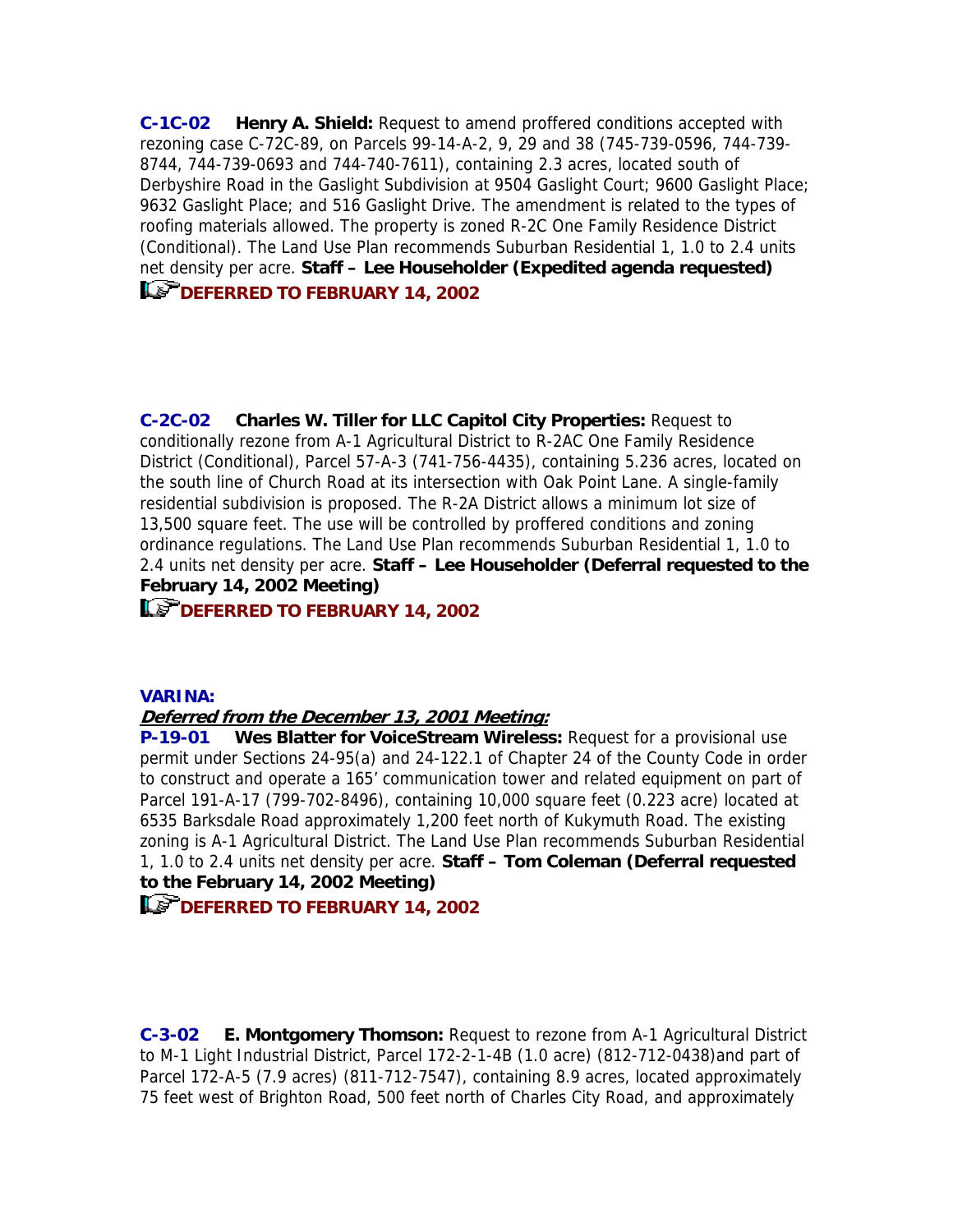**C-1C-02 Henry A. Shield:** Request to amend proffered conditions accepted with rezoning case C-72C-89, on Parcels 99-14-A-2, 9, 29 and 38 (745-739-0596, 744-739-8744, 744-739-0693 and 744-740-7611), containing 2.3 acres, located south of Derbyshire Road in the Gaslight Subdivision at 9504 Gaslight Court; 9600 Gaslight Place; 9632 Gaslight Place; and 516 Gaslight Drive. The amendment is related to the types of roofing materials allowed. The property is zoned R-2C One Family Residence District (Conditional). The Land Use Plan recommends Suburban Residential 1, 1.0 to 2.4 units net density per acre. **Staff – Lee Householder (Expedited agenda requested)**

**DEFERRED TO FEBRUARY 14, 2002**

**C-2C-02 Charles W. Tiller for LLC Capitol City Properties:** Request to conditionally rezone from A-1 Agricultural District to R-2AC One Family Residence District (Conditional), Parcel 57-A-3 (741-756-4435), containing 5.236 acres, located on the south line of Church Road at its intersection with Oak Point Lane. A single-family residential subdivision is proposed. The R-2A District allows a minimum lot size of 13,500 square feet. The use will be controlled by proffered conditions and zoning ordinance regulations. The Land Use Plan recommends Suburban Residential 1, 1.0 to 2.4 units net density per acre. **Staff – Lee Householder (Deferral requested to the February 14, 2002 Meeting)**

**DEFERRED TO FEBRUARY 14, 2002**

**VARINA:**

***Deferred from the December 13, 2001 Meeting:***

**P-19-01 Wes Blatter for VoiceStream Wireless:** Request for a provisional use permit under Sections 24-95(a) and 24-122.1 of Chapter 24 of the County Code in order to construct and operate a 165' communication tower and related equipment on part of Parcel 191-A-17 (799-702-8496), containing 10,000 square feet (0.223 acre) located at 6535 Barksdale Road approximately 1,200 feet north of Kukymuth Road. The existing zoning is A-1 Agricultural District. The Land Use Plan recommends Suburban Residential 1, 1.0 to 2.4 units net density per acre. **Staff – Tom Coleman (Deferral requested to the February 14, 2002 Meeting)**

**DEFERRED TO FEBRUARY 14, 2002**

**C-3-02 E. Montgomery Thomson:** Request to rezone from A-1 Agricultural District to M-1 Light Industrial District, Parcel 172-2-1-4B (1.0 acre) (812-712-0438)and part of Parcel 172-A-5 (7.9 acres) (811-712-7547), containing 8.9 acres, located approximately 75 feet west of Brighton Road, 500 feet north of Charles City Road, and approximately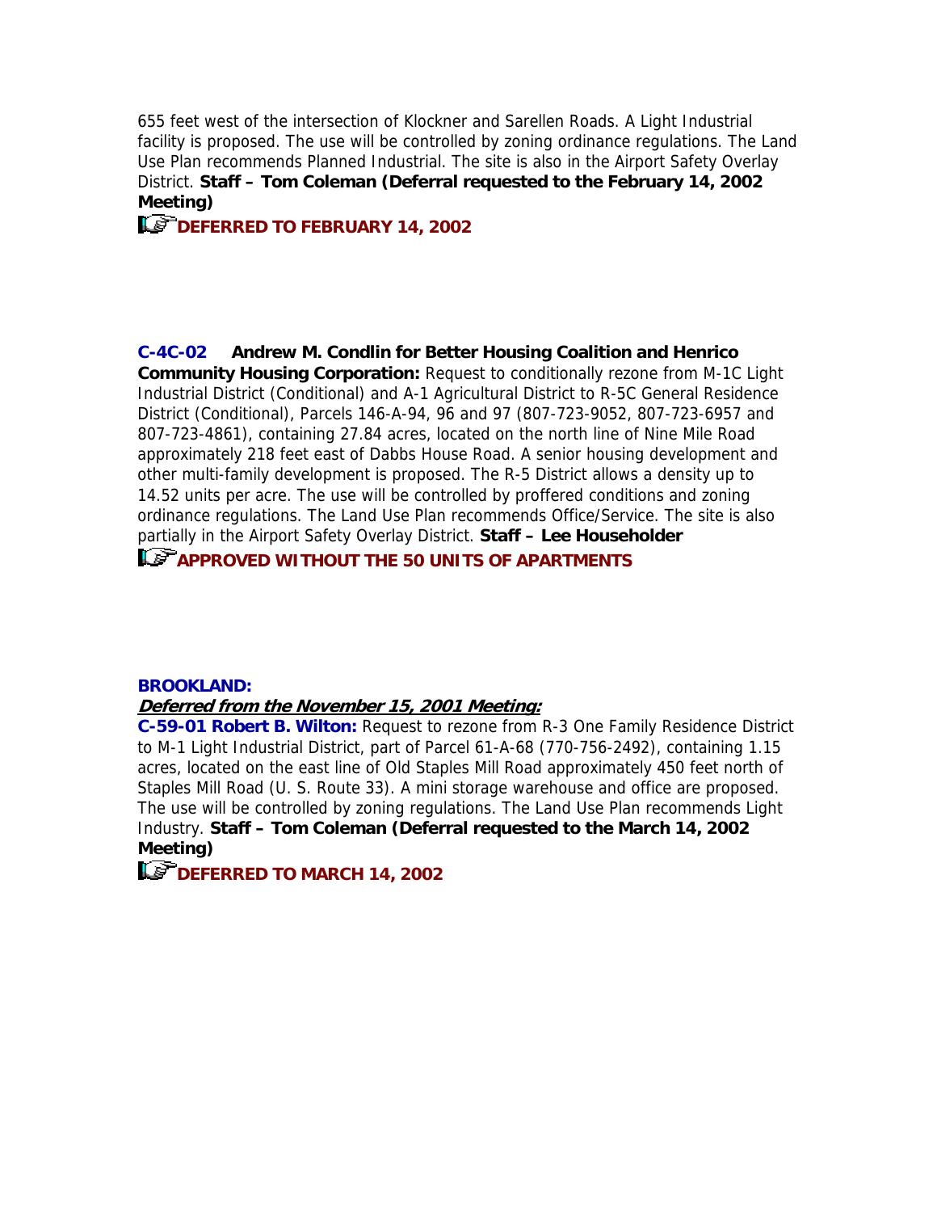655 feet west of the intersection of Klockner and Sarellen Roads. A Light Industrial facility is proposed. The use will be controlled by zoning ordinance regulations. The Land Use Plan recommends Planned Industrial. The site is also in the Airport Safety Overlay District. **Staff – Tom Coleman (Deferral requested to the February 14, 2002 Meeting)**

**DEFERRED TO FEBRUARY 14, 2002**

**C-4C-02 Andrew M. Condlin for Better Housing Coalition and Henrico Community Housing Corporation:** Request to conditionally rezone from M-1C Light Industrial District (Conditional) and A-1 Agricultural District to R-5C General Residence District (Conditional), Parcels 146-A-94, 96 and 97 (807-723-9052, 807-723-6957 and 807-723-4861), containing 27.84 acres, located on the north line of Nine Mile Road approximately 218 feet east of Dabbs House Road. A senior housing development and other multi-family development is proposed. The R-5 District allows a density up to 14.52 units per acre. The use will be controlled by proffered conditions and zoning ordinance regulations. The Land Use Plan recommends Office/Service. The site is also partially in the Airport Safety Overlay District. **Staff – Lee Householder**

**APPROVED WITHOUT THE 50 UNITS OF APARTMENTS**

**BROOKLAND:**

***Deferred from the November 15, 2001 Meeting:***

**C-59-01 Robert B. Wilton:** Request to rezone from R-3 One Family Residence District to M-1 Light Industrial District, part of Parcel 61-A-68 (770-756-2492), containing 1.15 acres, located on the east line of Old Staples Mill Road approximately 450 feet north of Staples Mill Road (U. S. Route 33). A mini storage warehouse and office are proposed. The use will be controlled by zoning regulations. The Land Use Plan recommends Light Industry. **Staff – Tom Coleman (Deferral requested to the March 14, 2002 Meeting)**

**DEFERRED TO MARCH 14, 2002**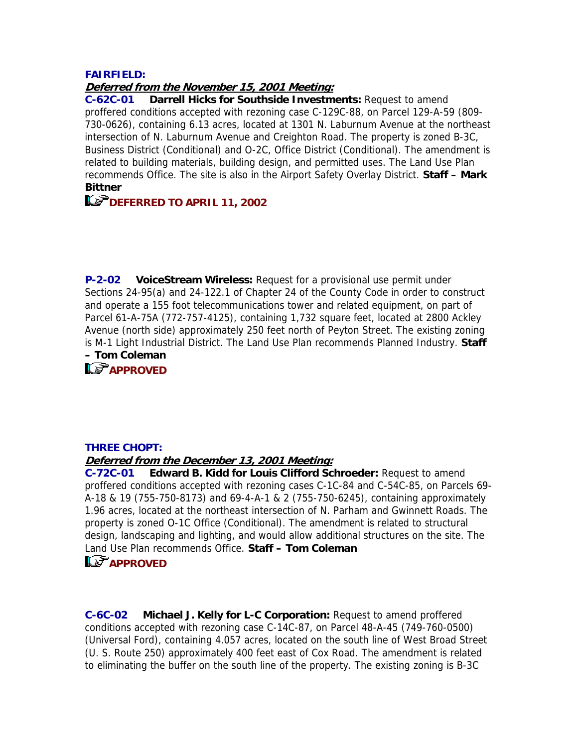**FAIRFIELD:**

***Deferred from the November 15, 2001 Meeting:***

**C-62C-01 Darrell Hicks for Southside Investments:** Request to amend proffered conditions accepted with rezoning case C-129C-88, on Parcel 129-A-59 (809-730-0626), containing 6.13 acres, located at 1301 N. Laburnum Avenue at the northeast intersection of N. Laburnum Avenue and Creighton Road. The property is zoned B-3C, Business District (Conditional) and O-2C, Office District (Conditional). The amendment is related to building materials, building design, and permitted uses. The Land Use Plan recommends Office. The site is also in the Airport Safety Overlay District. **Staff – Mark Bittner**

**DEFERRED TO APRIL 11, 2002**

**P-2-02 VoiceStream Wireless:** Request for a provisional use permit under Sections 24-95(a) and 24-122.1 of Chapter 24 of the County Code in order to construct and operate a 155 foot telecommunications tower and related equipment, on part of Parcel 61-A-75A (772-757-4125), containing 1,732 square feet, located at 2800 Ackley Avenue (north side) approximately 250 feet north of Peyton Street. The existing zoning is M-1 Light Industrial District. The Land Use Plan recommends Planned Industry. **Staff – Tom Coleman**

**APPROVED**

**THREE CHOPT:**

***Deferred from the December 13, 2001 Meeting:***

**C-72C-01 Edward B. Kidd for Louis Clifford Schroeder:** Request to amend proffered conditions accepted with rezoning cases C-1C-84 and C-54C-85, on Parcels 69-A-18 & 19 (755-750-8173) and 69-4-A-1 & 2 (755-750-6245), containing approximately 1.96 acres, located at the northeast intersection of N. Parham and Gwinnett Roads. The property is zoned O-1C Office (Conditional). The amendment is related to structural design, landscaping and lighting, and would allow additional structures on the site. The Land Use Plan recommends Office. **Staff – Tom Coleman**

**APPROVED**

**C-6C-02 Michael J. Kelly for L-C Corporation:** Request to amend proffered conditions accepted with rezoning case C-14C-87, on Parcel 48-A-45 (749-760-0500) (Universal Ford), containing 4.057 acres, located on the south line of West Broad Street (U. S. Route 250) approximately 400 feet east of Cox Road. The amendment is related to eliminating the buffer on the south line of the property. The existing zoning is B-3C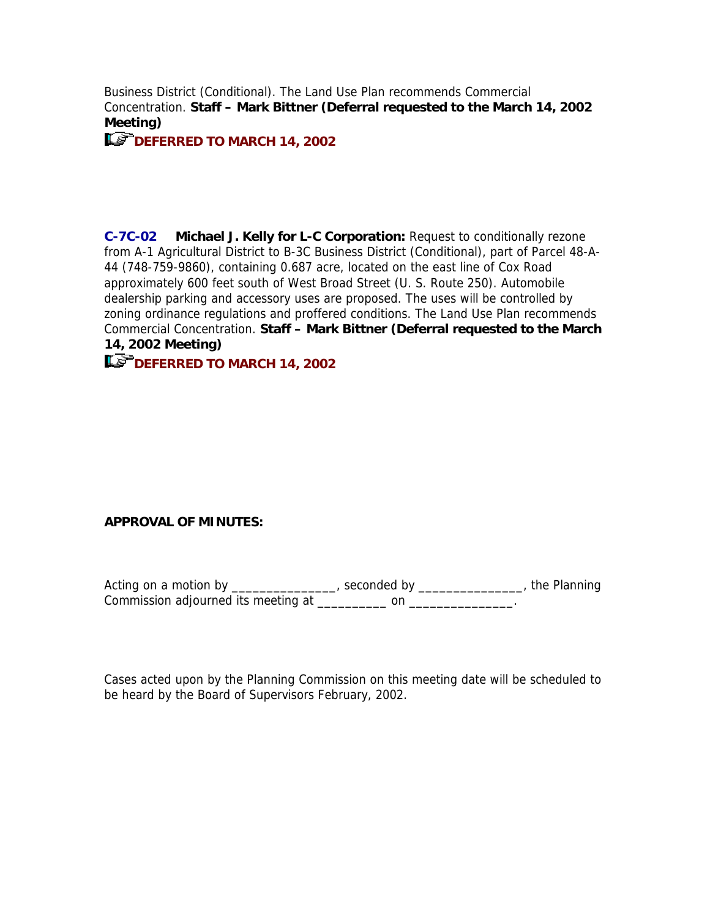Business District (Conditional). The Land Use Plan recommends Commercial Concentration. **Staff – Mark Bittner (Deferral requested to the March 14, 2002 Meeting)**

**DEFERRED TO MARCH 14, 2002**

**C-7C-02** **Michael J. Kelly for L-C Corporation:** Request to conditionally rezone from A-1 Agricultural District to B-3C Business District (Conditional), part of Parcel 48-A-44 (748-759-9860), containing 0.687 acre, located on the east line of Cox Road approximately 600 feet south of West Broad Street (U. S. Route 250). Automobile dealership parking and accessory uses are proposed. The uses will be controlled by zoning ordinance regulations and proffered conditions. The Land Use Plan recommends Commercial Concentration. **Staff – Mark Bittner (Deferral requested to the March 14, 2002 Meeting)**

**DEFERRED TO MARCH 14, 2002**

**APPROVAL OF MINUTES:**

Acting on a motion by _______________, seconded by _______________, the Planning Commission adjourned its meeting at __________ on _______________.

Cases acted upon by the Planning Commission on this meeting date will be scheduled to be heard by the Board of Supervisors February, 2002.